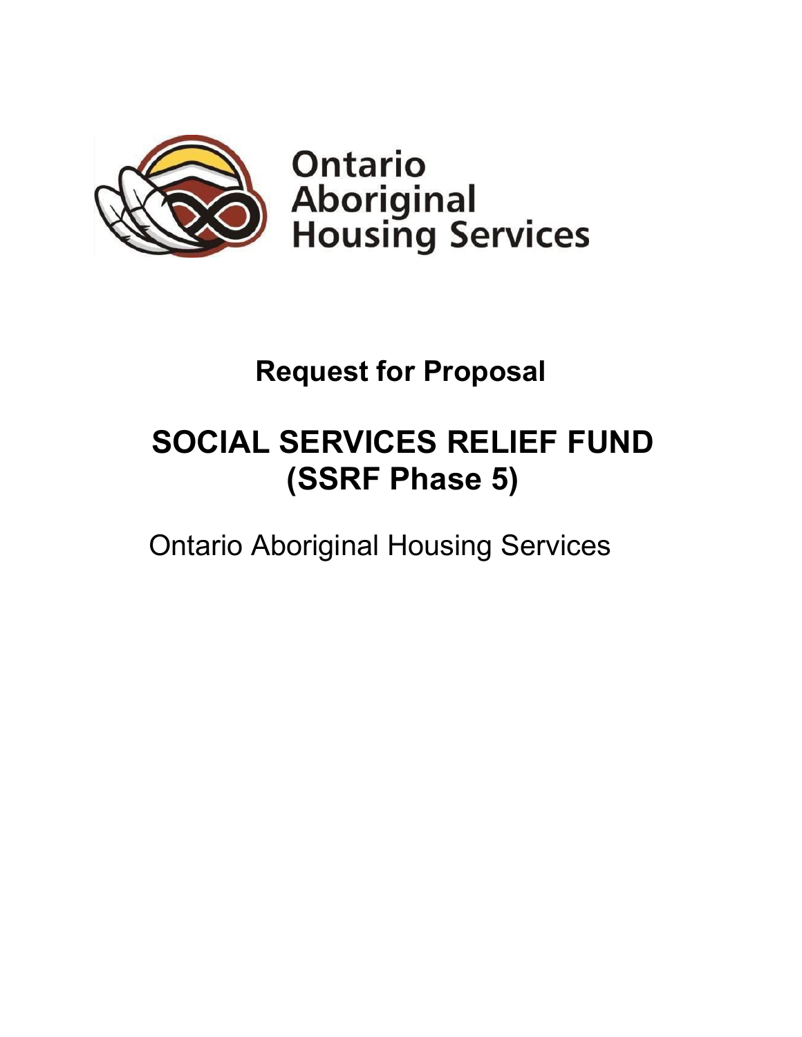Ontario Aboriginal Housing Services

# Request for Proposal

# SOCIAL SERVICES RELIEF FUND (SSRF Phase 5)

Ontario Aboriginal Housing Services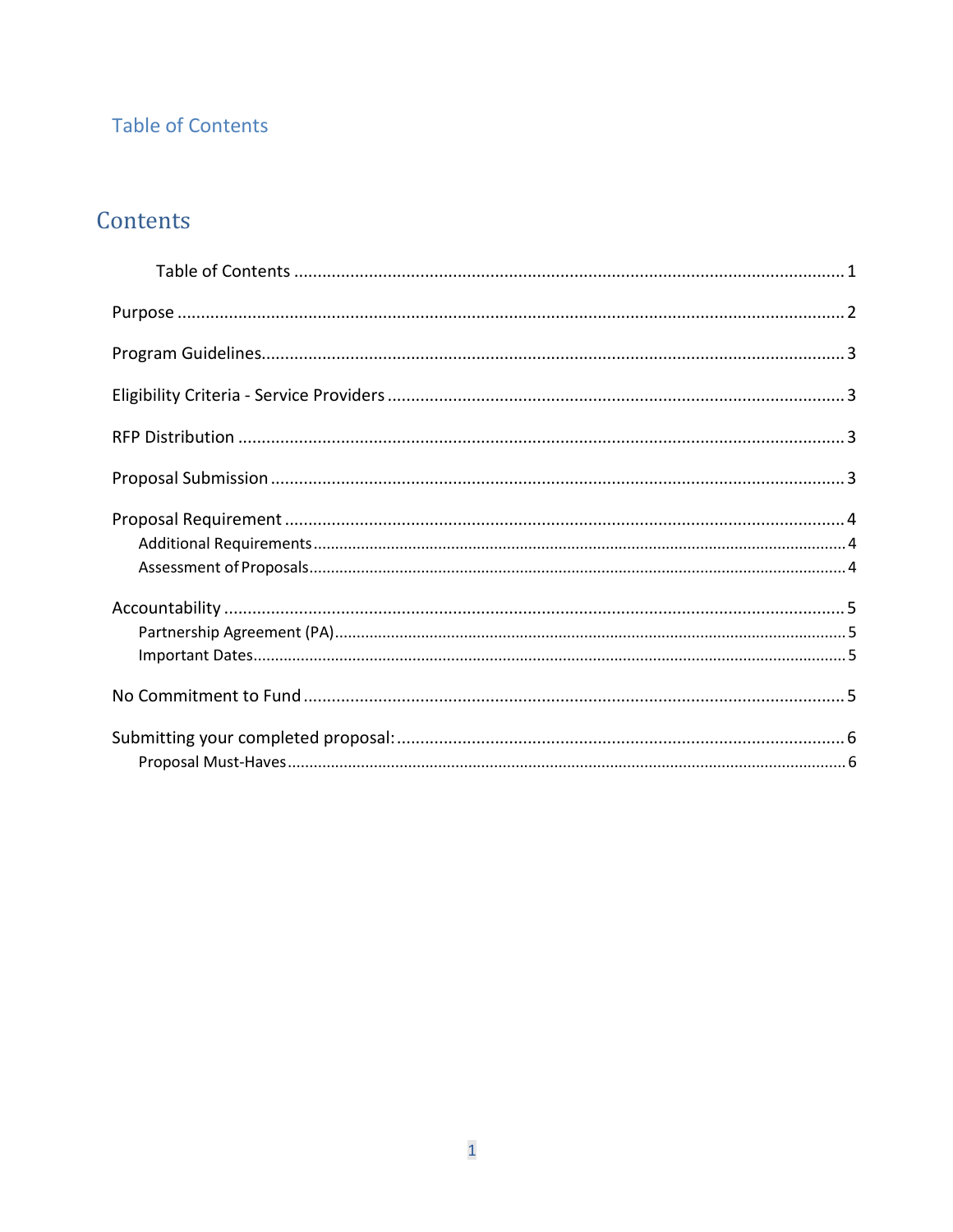## Table of Contents

# Contents

- Table of Contents ... 1
- Purpose ... 2
- Program Guidelines ... 3
- Eligibility Criteria - Service Providers ... 3
- RFP Distribution ... 3
- Proposal Submission ... 3
- Proposal Requirement ... 4
  - Additional Requirements ... 4
  - Assessment of Proposals ... 4
- Accountability ... 5
  - Partnership Agreement (PA) ... 5
  - Important Dates ... 5
- No Commitment to Fund ... 5
- Submitting your completed proposal: ... 6
  - Proposal Must-Haves ... 6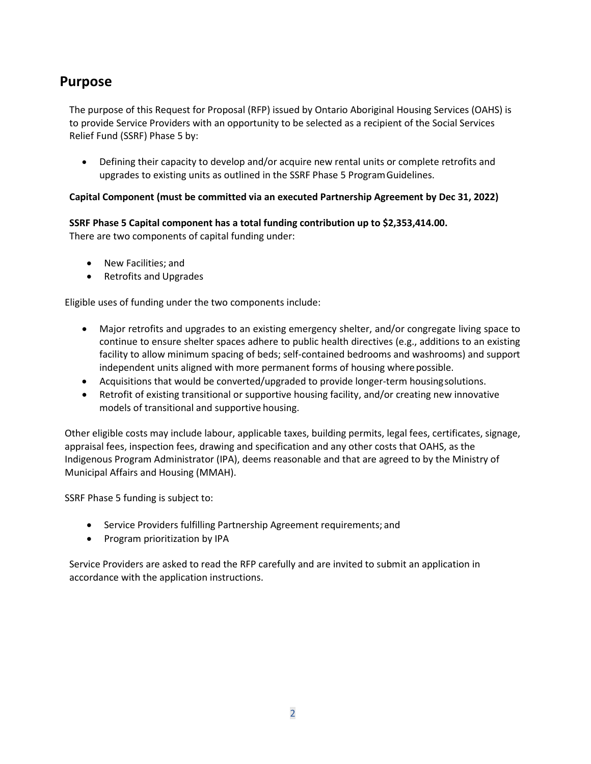## Purpose

The purpose of this Request for Proposal (RFP) issued by Ontario Aboriginal Housing Services (OAHS) is to provide Service Providers with an opportunity to be selected as a recipient of the Social Services Relief Fund (SSRF) Phase 5 by:

- Defining their capacity to develop and/or acquire new rental units or complete retrofits and upgrades to existing units as outlined in the SSRF Phase 5 Program Guidelines.

**Capital Component (must be committed via an executed Partnership Agreement by Dec 31, 2022)**

**SSRF Phase 5 Capital component has a total funding contribution up to $2,353,414.00.**
There are two components of capital funding under:

- New Facilities; and
- Retrofits and Upgrades

Eligible uses of funding under the two components include:

- Major retrofits and upgrades to an existing emergency shelter, and/or congregate living space to continue to ensure shelter spaces adhere to public health directives (e.g., additions to an existing facility to allow minimum spacing of beds; self-contained bedrooms and washrooms) and support independent units aligned with more permanent forms of housing where possible.
- Acquisitions that would be converted/upgraded to provide longer-term housing solutions.
- Retrofit of existing transitional or supportive housing facility, and/or creating new innovative models of transitional and supportive housing.

Other eligible costs may include labour, applicable taxes, building permits, legal fees, certificates, signage, appraisal fees, inspection fees, drawing and specification and any other costs that OAHS, as the Indigenous Program Administrator (IPA), deems reasonable and that are agreed to by the Ministry of Municipal Affairs and Housing (MMAH).

SSRF Phase 5 funding is subject to:

- Service Providers fulfilling Partnership Agreement requirements; and
- Program prioritization by IPA

Service Providers are asked to read the RFP carefully and are invited to submit an application in accordance with the application instructions.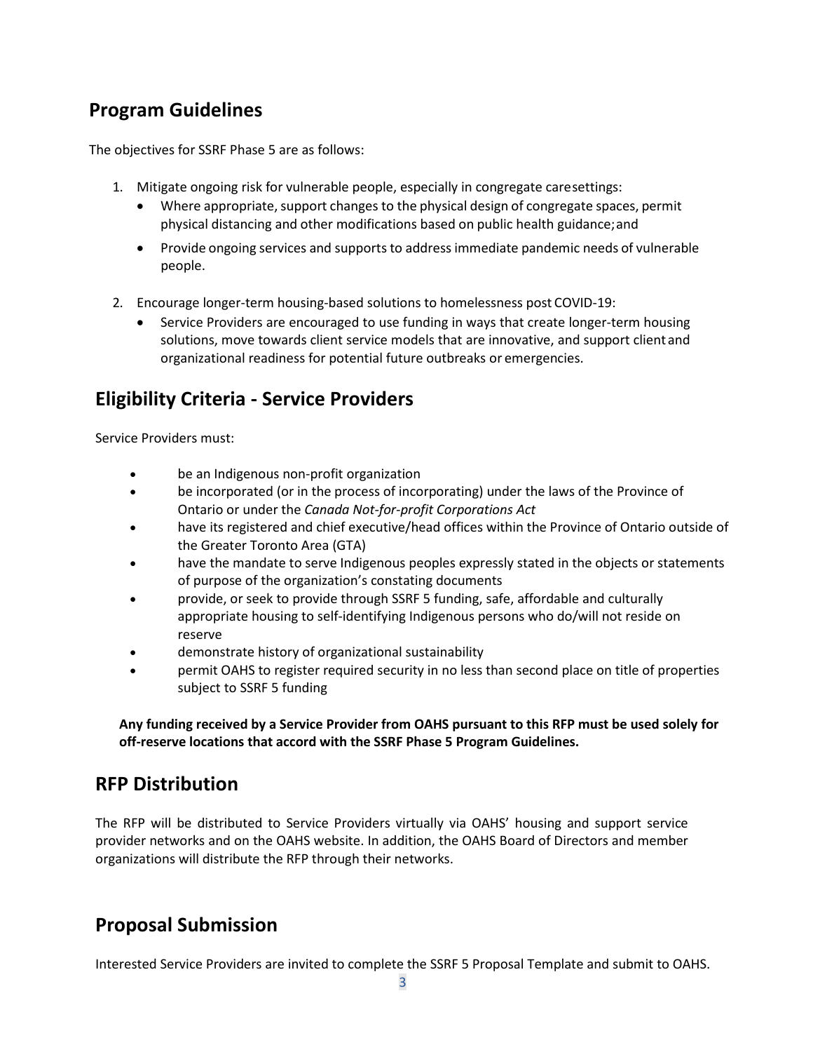## Program Guidelines

The objectives for SSRF Phase 5 are as follows:

1. Mitigate ongoing risk for vulnerable people, especially in congregate caresettings:
   - Where appropriate, support changes to the physical design of congregate spaces, permit physical distancing and other modifications based on public health guidance; and
   - Provide ongoing services and supports to address immediate pandemic needs of vulnerable people.

2. Encourage longer-term housing-based solutions to homelessness post COVID-19:
   - Service Providers are encouraged to use funding in ways that create longer-term housing solutions, move towards client service models that are innovative, and support client and organizational readiness for potential future outbreaks or emergencies.

## Eligibility Criteria - Service Providers

Service Providers must:

- be an Indigenous non-profit organization
- be incorporated (or in the process of incorporating) under the laws of the Province of Ontario or under the *Canada Not-for-profit Corporations Act*
- have its registered and chief executive/head offices within the Province of Ontario outside of the Greater Toronto Area (GTA)
- have the mandate to serve Indigenous peoples expressly stated in the objects or statements of purpose of the organization's constating documents
- provide, or seek to provide through SSRF 5 funding, safe, affordable and culturally appropriate housing to self-identifying Indigenous persons who do/will not reside on reserve
- demonstrate history of organizational sustainability
- permit OAHS to register required security in no less than second place on title of properties subject to SSRF 5 funding

**Any funding received by a Service Provider from OAHS pursuant to this RFP must be used solely for off-reserve locations that accord with the SSRF Phase 5 Program Guidelines.**

## RFP Distribution

The RFP will be distributed to Service Providers virtually via OAHS' housing and support service provider networks and on the OAHS website. In addition, the OAHS Board of Directors and member organizations will distribute the RFP through their networks.

## Proposal Submission

Interested Service Providers are invited to complete the SSRF 5 Proposal Template and submit to OAHS.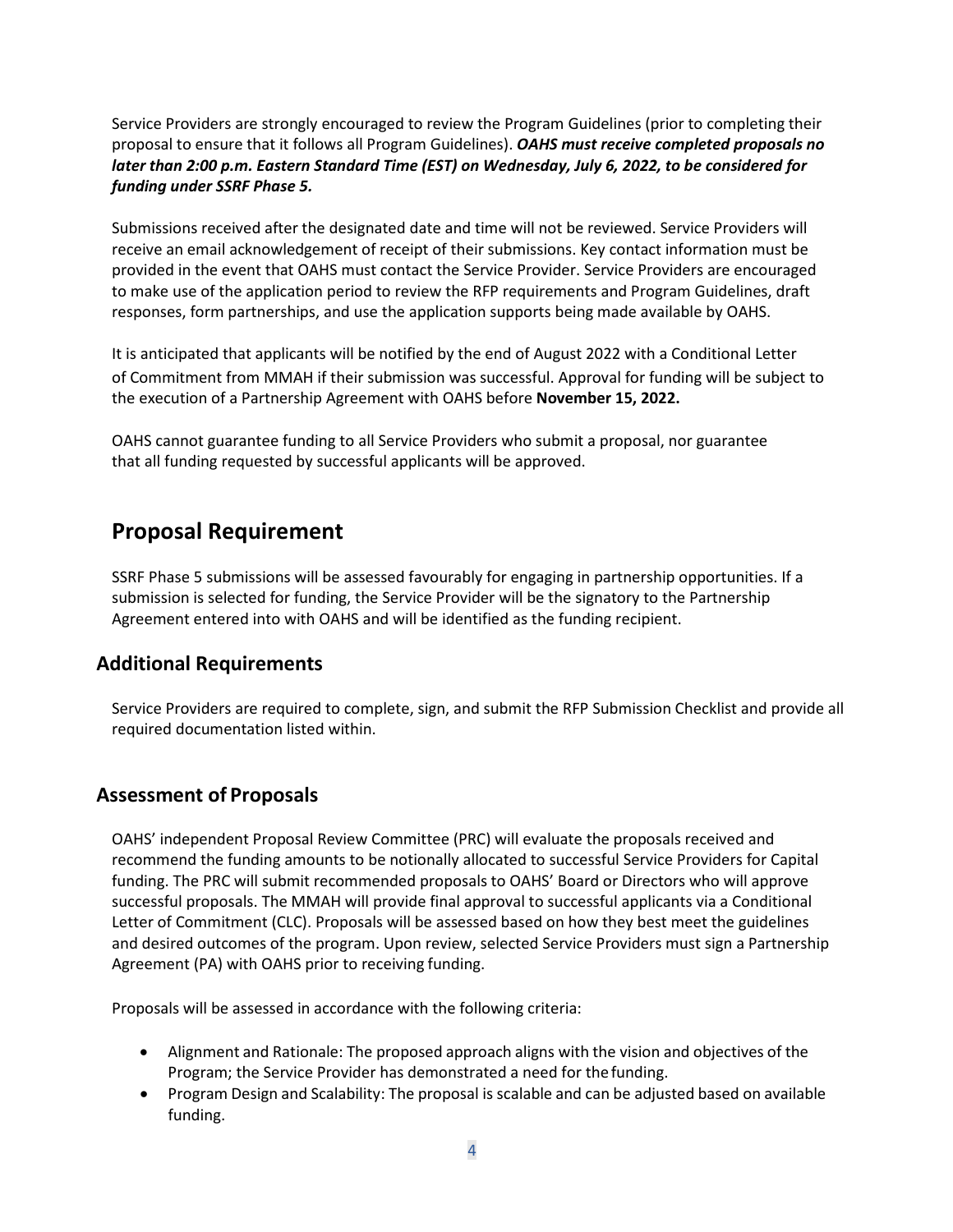Service Providers are strongly encouraged to review the Program Guidelines (prior to completing their proposal to ensure that it follows all Program Guidelines). ***OAHS must receive completed proposals no later than 2:00 p.m. Eastern Standard Time (EST) on Wednesday, July 6, 2022, to be considered for funding under SSRF Phase 5.***

Submissions received after the designated date and time will not be reviewed. Service Providers will receive an email acknowledgement of receipt of their submissions. Key contact information must be provided in the event that OAHS must contact the Service Provider. Service Providers are encouraged to make use of the application period to review the RFP requirements and Program Guidelines, draft responses, form partnerships, and use the application supports being made available by OAHS.

It is anticipated that applicants will be notified by the end of August 2022 with a Conditional Letter of Commitment from MMAH if their submission was successful. Approval for funding will be subject to the execution of a Partnership Agreement with OAHS before **November 15, 2022.**

OAHS cannot guarantee funding to all Service Providers who submit a proposal, nor guarantee that all funding requested by successful applicants will be approved.

# Proposal Requirement

SSRF Phase 5 submissions will be assessed favourably for engaging in partnership opportunities. If a submission is selected for funding, the Service Provider will be the signatory to the Partnership Agreement entered into with OAHS and will be identified as the funding recipient.

## Additional Requirements

Service Providers are required to complete, sign, and submit the RFP Submission Checklist and provide all required documentation listed within.

## Assessment of Proposals

OAHS' independent Proposal Review Committee (PRC) will evaluate the proposals received and recommend the funding amounts to be notionally allocated to successful Service Providers for Capital funding. The PRC will submit recommended proposals to OAHS' Board or Directors who will approve successful proposals. The MMAH will provide final approval to successful applicants via a Conditional Letter of Commitment (CLC). Proposals will be assessed based on how they best meet the guidelines and desired outcomes of the program. Upon review, selected Service Providers must sign a Partnership Agreement (PA) with OAHS prior to receiving funding.

Proposals will be assessed in accordance with the following criteria:

- Alignment and Rationale: The proposed approach aligns with the vision and objectives of the Program; the Service Provider has demonstrated a need for the funding.
- Program Design and Scalability: The proposal is scalable and can be adjusted based on available funding.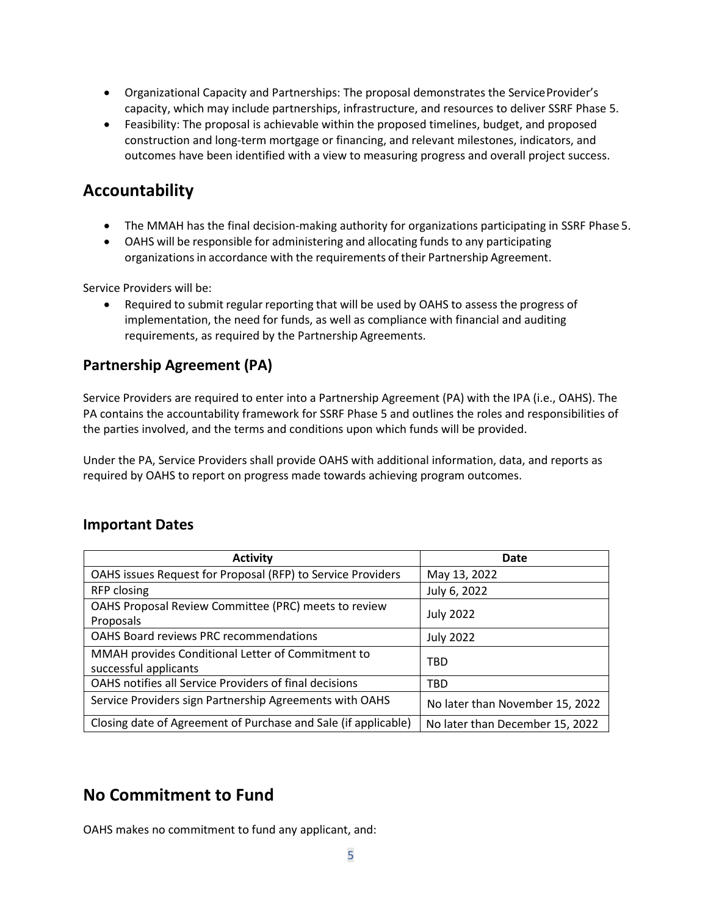- Organizational Capacity and Partnerships: The proposal demonstrates the Service Provider's capacity, which may include partnerships, infrastructure, and resources to deliver SSRF Phase 5.
- Feasibility: The proposal is achievable within the proposed timelines, budget, and proposed construction and long-term mortgage or financing, and relevant milestones, indicators, and outcomes have been identified with a view to measuring progress and overall project success.

## Accountability

- The MMAH has the final decision-making authority for organizations participating in SSRF Phase 5.
- OAHS will be responsible for administering and allocating funds to any participating organizations in accordance with the requirements of their Partnership Agreement.

Service Providers will be:

- Required to submit regular reporting that will be used by OAHS to assess the progress of implementation, the need for funds, as well as compliance with financial and auditing requirements, as required by the Partnership Agreements.

### Partnership Agreement (PA)

Service Providers are required to enter into a Partnership Agreement (PA) with the IPA (i.e., OAHS). The PA contains the accountability framework for SSRF Phase 5 and outlines the roles and responsibilities of the parties involved, and the terms and conditions upon which funds will be provided.

Under the PA, Service Providers shall provide OAHS with additional information, data, and reports as required by OAHS to report on progress made towards achieving program outcomes.

### Important Dates

| Activity | Date |
| --- | --- |
| OAHS issues Request for Proposal (RFP) to Service Providers | May 13, 2022 |
| RFP closing | July 6, 2022 |
| OAHS Proposal Review Committee (PRC) meets to review Proposals | July 2022 |
| OAHS Board reviews PRC recommendations | July 2022 |
| MMAH provides Conditional Letter of Commitment to successful applicants | TBD |
| OAHS notifies all Service Providers of final decisions | TBD |
| Service Providers sign Partnership Agreements with OAHS | No later than November 15, 2022 |
| Closing date of Agreement of Purchase and Sale (if applicable) | No later than December 15, 2022 |

## No Commitment to Fund

OAHS makes no commitment to fund any applicant, and: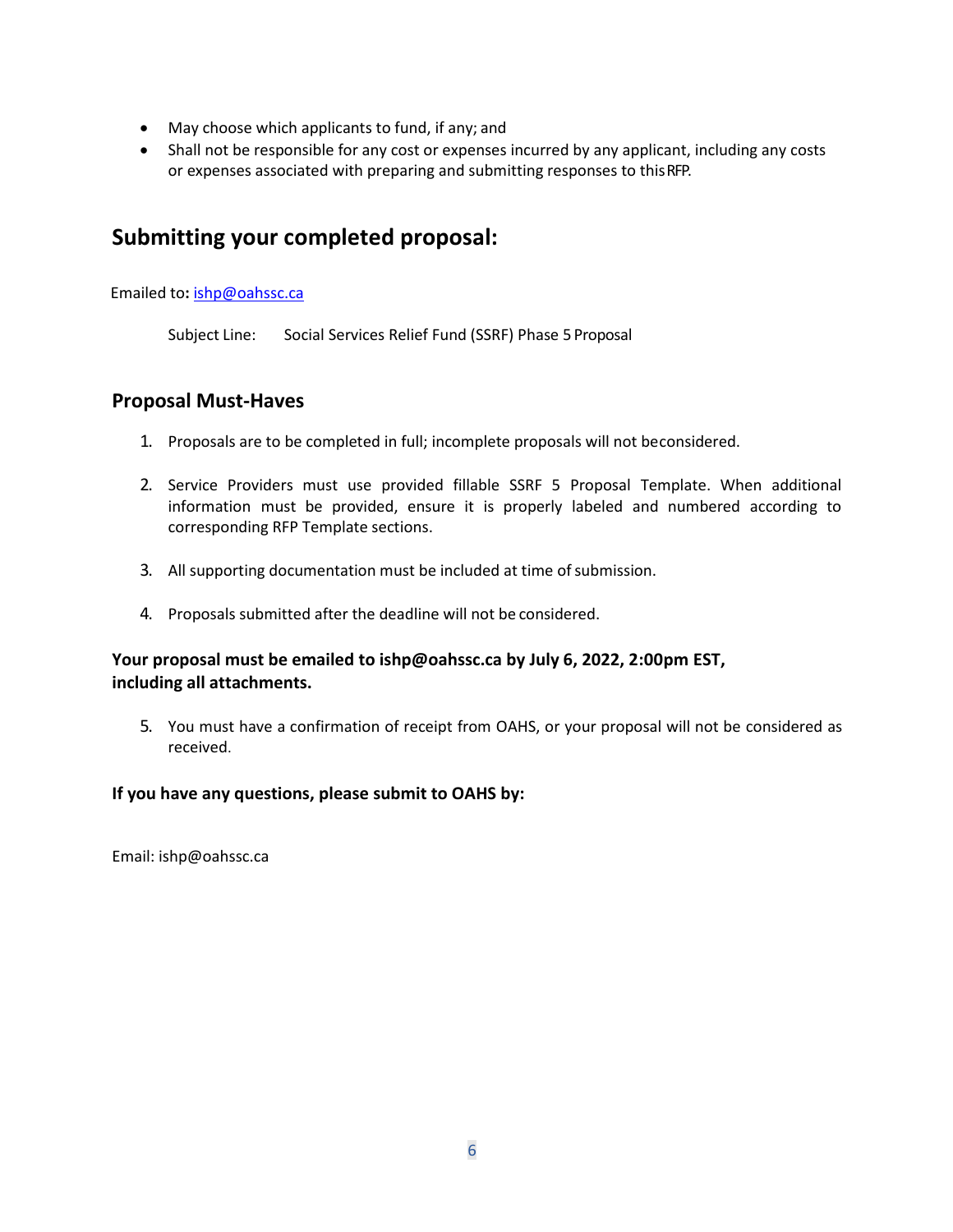- May choose which applicants to fund, if any; and
- Shall not be responsible for any cost or expenses incurred by any applicant, including any costs or expenses associated with preparing and submitting responses to this RFP.

## Submitting your completed proposal:

Emailed to**:** ishp@oahssc.ca

Subject Line: Social Services Relief Fund (SSRF) Phase 5 Proposal

### Proposal Must-Haves

1. Proposals are to be completed in full; incomplete proposals will not be considered.

2. Service Providers must use provided fillable SSRF 5 Proposal Template. When additional information must be provided, ensure it is properly labeled and numbered according to corresponding RFP Template sections.

3. All supporting documentation must be included at time of submission.

4. Proposals submitted after the deadline will not be considered.

**Your proposal must be emailed to ishp@oahssc.ca by July 6, 2022, 2:00pm EST, including all attachments.**

5. You must have a confirmation of receipt from OAHS, or your proposal will not be considered as received.

**If you have any questions, please submit to OAHS by:**

Email: ishp@oahssc.ca